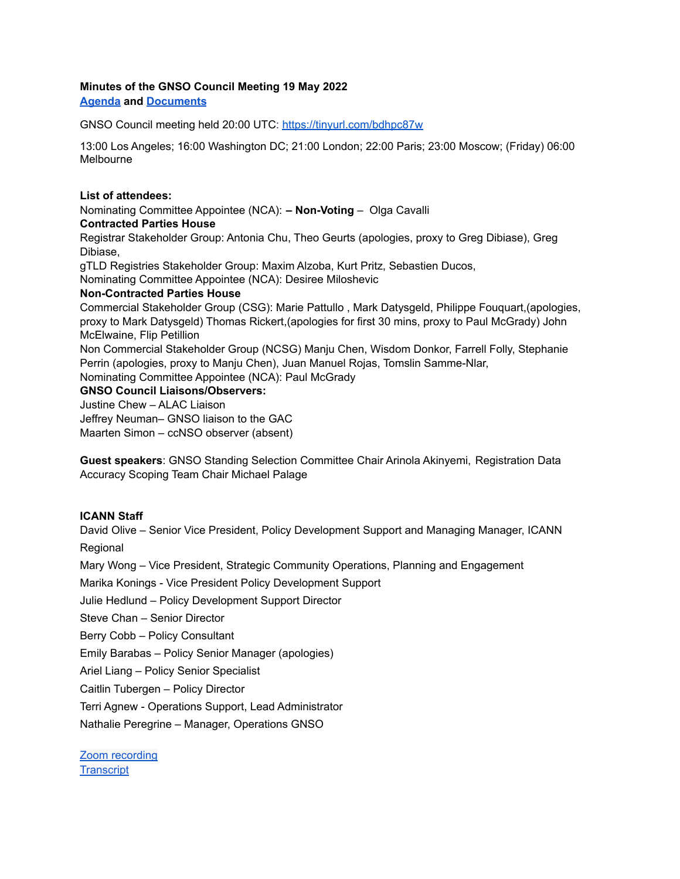**Minutes of the GNSO Council Meeting 19 May 2022**
**[Agenda](#) and [Documents](#)**

GNSO Council meeting held 20:00 UTC: https://tinyurl.com/bdhpc87w

13:00 Los Angeles; 16:00 Washington DC; 21:00 London; 22:00 Paris; 23:00 Moscow; (Friday) 06:00 Melbourne

**List of attendees:**
Nominating Committee Appointee (NCA): **– Non-Voting** – Olga Cavalli
**Contracted Parties House**
Registrar Stakeholder Group: Antonia Chu, Theo Geurts (apologies, proxy to Greg Dibiase), Greg Dibiase,
gTLD Registries Stakeholder Group: Maxim Alzoba, Kurt Pritz, Sebastien Ducos,
Nominating Committee Appointee (NCA): Desiree Miloshevic
**Non-Contracted Parties House**
Commercial Stakeholder Group (CSG): Marie Pattullo , Mark Datysgeld, Philippe Fouquart,(apologies, proxy to Mark Datysgeld) Thomas Rickert,(apologies for first 30 mins, proxy to Paul McGrady) John McElwaine, Flip Petillion
Non Commercial Stakeholder Group (NCSG) Manju Chen, Wisdom Donkor, Farrell Folly, Stephanie Perrin (apologies, proxy to Manju Chen), Juan Manuel Rojas, Tomslin Samme-Nlar,
Nominating Committee Appointee (NCA): Paul McGrady
**GNSO Council Liaisons/Observers:**
Justine Chew – ALAC Liaison
Jeffrey Neuman– GNSO liaison to the GAC
Maarten Simon – ccNSO observer (absent)

**Guest speakers**: GNSO Standing Selection Committee Chair Arinola Akinyemi, Registration Data Accuracy Scoping Team Chair Michael Palage

**ICANN Staff**
David Olive – Senior Vice President, Policy Development Support and Managing Manager, ICANN Regional
Mary Wong – Vice President, Strategic Community Operations, Planning and Engagement
Marika Konings - Vice President Policy Development Support
Julie Hedlund – Policy Development Support Director
Steve Chan – Senior Director
Berry Cobb – Policy Consultant
Emily Barabas – Policy Senior Manager (apologies)
Ariel Liang – Policy Senior Specialist
Caitlin Tubergen – Policy Director
Terri Agnew - Operations Support, Lead Administrator
Nathalie Peregrine – Manager, Operations GNSO

[Zoom recording](#)
[Transcript](#)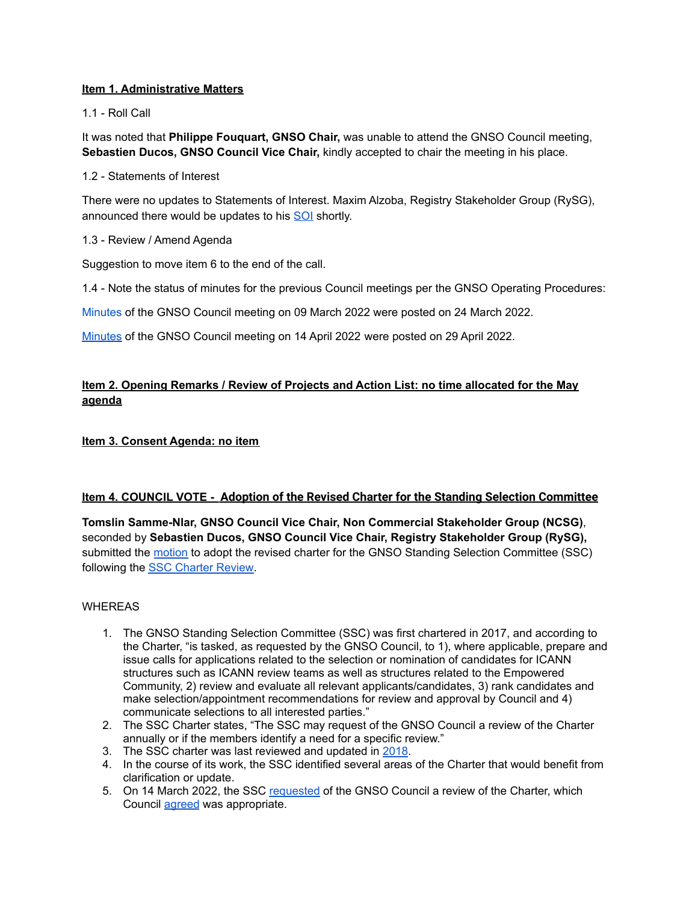**Item 1. Administrative Matters**

1.1 - Roll Call

It was noted that **Philippe Fouquart, GNSO Chair,** was unable to attend the GNSO Council meeting, **Sebastien Ducos, GNSO Council Vice Chair,** kindly accepted to chair the meeting in his place.

1.2 - Statements of Interest

There were no updates to Statements of Interest. Maxim Alzoba, Registry Stakeholder Group (RySG), announced there would be updates to his SOI shortly.

1.3 - Review / Amend Agenda

Suggestion to move item 6 to the end of the call.

1.4 - Note the status of minutes for the previous Council meetings per the GNSO Operating Procedures:

Minutes of the GNSO Council meeting on 09 March 2022 were posted on 24 March 2022.

Minutes of the GNSO Council meeting on 14 April 2022 were posted on 29 April 2022.

**Item 2. Opening Remarks / Review of Projects and Action List: no time allocated for the May agenda**

**Item 3. Consent Agenda: no item**

**Item 4. COUNCIL VOTE - Adoption of the Revised Charter for the Standing Selection Committee**

**Tomslin Samme-Nlar, GNSO Council Vice Chair, Non Commercial Stakeholder Group (NCSG)**, seconded by **Sebastien Ducos, GNSO Council Vice Chair, Registry Stakeholder Group (RySG),** submitted the motion to adopt the revised charter for the GNSO Standing Selection Committee (SSC) following the SSC Charter Review.

WHEREAS

1. The GNSO Standing Selection Committee (SSC) was first chartered in 2017, and according to the Charter, "is tasked, as requested by the GNSO Council, to 1), where applicable, prepare and issue calls for applications related to the selection or nomination of candidates for ICANN structures such as ICANN review teams as well as structures related to the Empowered Community, 2) review and evaluate all relevant applicants/candidates, 3) rank candidates and make selection/appointment recommendations for review and approval by Council and 4) communicate selections to all interested parties."
2. The SSC Charter states, "The SSC may request of the GNSO Council a review of the Charter annually or if the members identify a need for a specific review."
3. The SSC charter was last reviewed and updated in 2018.
4. In the course of its work, the SSC identified several areas of the Charter that would benefit from clarification or update.
5. On 14 March 2022, the SSC requested of the GNSO Council a review of the Charter, which Council agreed was appropriate.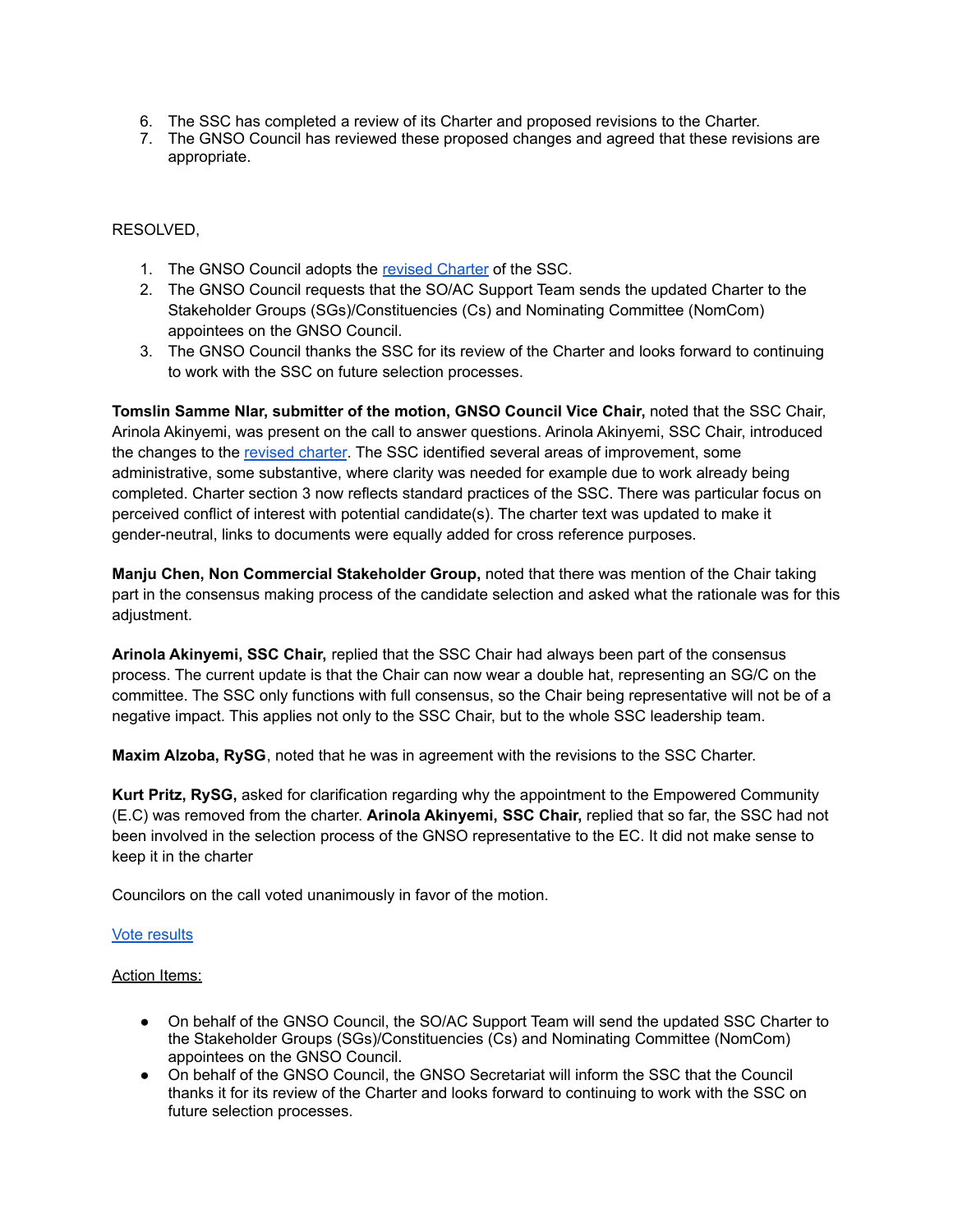6. The SSC has completed a review of its Charter and proposed revisions to the Charter.
7. The GNSO Council has reviewed these proposed changes and agreed that these revisions are appropriate.

RESOLVED,

1. The GNSO Council adopts the revised Charter of the SSC.
2. The GNSO Council requests that the SO/AC Support Team sends the updated Charter to the Stakeholder Groups (SGs)/Constituencies (Cs) and Nominating Committee (NomCom) appointees on the GNSO Council.
3. The GNSO Council thanks the SSC for its review of the Charter and looks forward to continuing to work with the SSC on future selection processes.

**Tomslin Samme Nlar, submitter of the motion, GNSO Council Vice Chair,** noted that the SSC Chair, Arinola Akinyemi, was present on the call to answer questions. Arinola Akinyemi, SSC Chair, introduced the changes to the revised charter. The SSC identified several areas of improvement, some administrative, some substantive, where clarity was needed for example due to work already being completed. Charter section 3 now reflects standard practices of the SSC. There was particular focus on perceived conflict of interest with potential candidate(s). The charter text was updated to make it gender-neutral, links to documents were equally added for cross reference purposes.

**Manju Chen, Non Commercial Stakeholder Group,** noted that there was mention of the Chair taking part in the consensus making process of the candidate selection and asked what the rationale was for this adjustment.

**Arinola Akinyemi, SSC Chair,** replied that the SSC Chair had always been part of the consensus process. The current update is that the Chair can now wear a double hat, representing an SG/C on the committee. The SSC only functions with full consensus, so the Chair being representative will not be of a negative impact. This applies not only to the SSC Chair, but to the whole SSC leadership team.

**Maxim Alzoba, RySG**, noted that he was in agreement with the revisions to the SSC Charter.

**Kurt Pritz, RySG,** asked for clarification regarding why the appointment to the Empowered Community (E.C) was removed from the charter. **Arinola Akinyemi, SSC Chair,** replied that so far, the SSC had not been involved in the selection process of the GNSO representative to the EC. It did not make sense to keep it in the charter

Councilors on the call voted unanimously in favor of the motion.

Vote results

Action Items:

- On behalf of the GNSO Council, the SO/AC Support Team will send the updated SSC Charter to the Stakeholder Groups (SGs)/Constituencies (Cs) and Nominating Committee (NomCom) appointees on the GNSO Council.
- On behalf of the GNSO Council, the GNSO Secretariat will inform the SSC that the Council thanks it for its review of the Charter and looks forward to continuing to work with the SSC on future selection processes.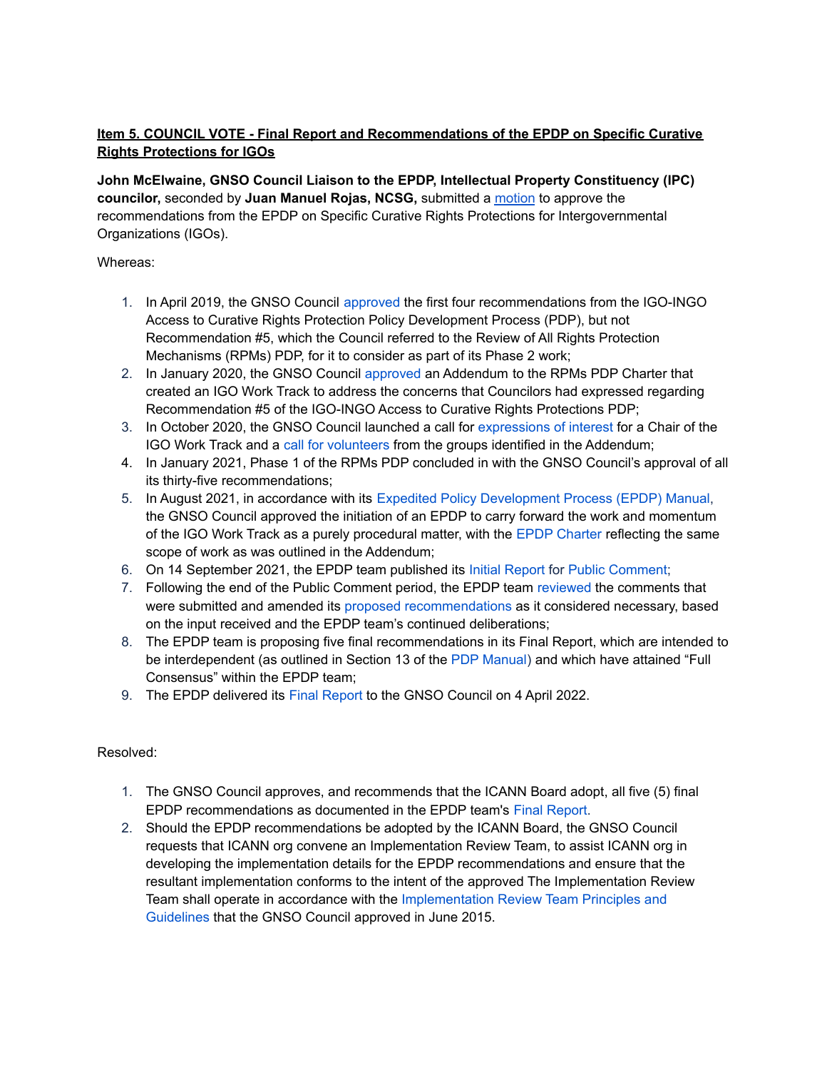**Item 5. COUNCIL VOTE - Final Report and Recommendations of the EPDP on Specific Curative Rights Protections for IGOs**

**John McElwaine, GNSO Council Liaison to the EPDP, Intellectual Property Constituency (IPC) councilor,** seconded by **Juan Manuel Rojas, NCSG,** submitted a motion to approve the recommendations from the EPDP on Specific Curative Rights Protections for Intergovernmental Organizations (IGOs).

Whereas:

1. In April 2019, the GNSO Council approved the first four recommendations from the IGO-INGO Access to Curative Rights Protection Policy Development Process (PDP), but not Recommendation #5, which the Council referred to the Review of All Rights Protection Mechanisms (RPMs) PDP, for it to consider as part of its Phase 2 work;
2. In January 2020, the GNSO Council approved an Addendum to the RPMs PDP Charter that created an IGO Work Track to address the concerns that Councilors had expressed regarding Recommendation #5 of the IGO-INGO Access to Curative Rights Protections PDP;
3. In October 2020, the GNSO Council launched a call for expressions of interest for a Chair of the IGO Work Track and a call for volunteers from the groups identified in the Addendum;
4. In January 2021, Phase 1 of the RPMs PDP concluded in with the GNSO Council's approval of all its thirty-five recommendations;
5. In August 2021, in accordance with its Expedited Policy Development Process (EPDP) Manual, the GNSO Council approved the initiation of an EPDP to carry forward the work and momentum of the IGO Work Track as a purely procedural matter, with the EPDP Charter reflecting the same scope of work as was outlined in the Addendum;
6. On 14 September 2021, the EPDP team published its Initial Report for Public Comment;
7. Following the end of the Public Comment period, the EPDP team reviewed the comments that were submitted and amended its proposed recommendations as it considered necessary, based on the input received and the EPDP team's continued deliberations;
8. The EPDP team is proposing five final recommendations in its Final Report, which are intended to be interdependent (as outlined in Section 13 of the PDP Manual) and which have attained "Full Consensus" within the EPDP team;
9. The EPDP delivered its Final Report to the GNSO Council on 4 April 2022.

Resolved:

1. The GNSO Council approves, and recommends that the ICANN Board adopt, all five (5) final EPDP recommendations as documented in the EPDP team's Final Report.
2. Should the EPDP recommendations be adopted by the ICANN Board, the GNSO Council requests that ICANN org convene an Implementation Review Team, to assist ICANN org in developing the implementation details for the EPDP recommendations and ensure that the resultant implementation conforms to the intent of the approved The Implementation Review Team shall operate in accordance with the Implementation Review Team Principles and Guidelines that the GNSO Council approved in June 2015.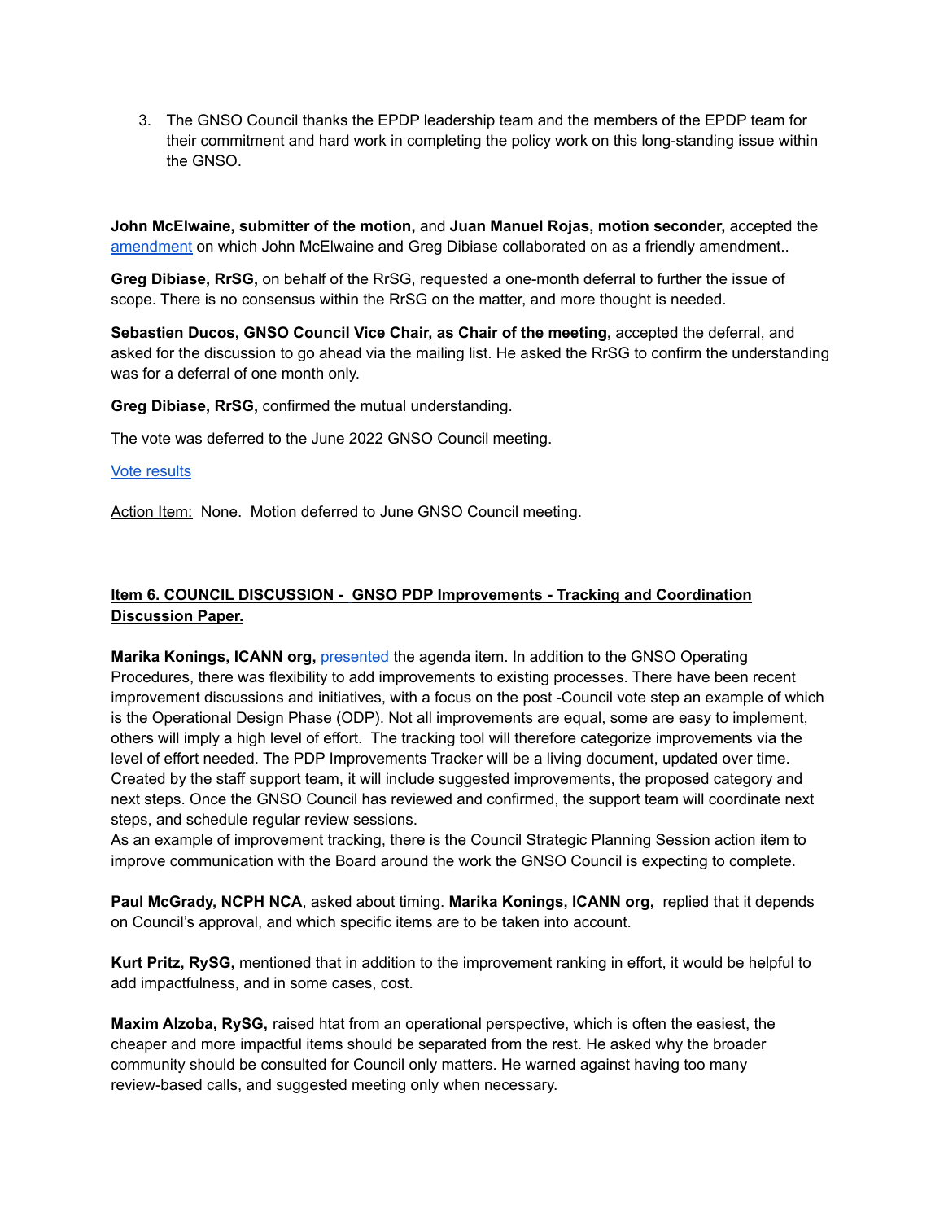3. The GNSO Council thanks the EPDP leadership team and the members of the EPDP team for their commitment and hard work in completing the policy work on this long-standing issue within the GNSO.

**John McElwaine, submitter of the motion,** and **Juan Manuel Rojas, motion seconder,** accepted the amendment on which John McElwaine and Greg Dibiase collaborated on as a friendly amendment..

**Greg Dibiase, RrSG,** on behalf of the RrSG, requested a one-month deferral to further the issue of scope. There is no consensus within the RrSG on the matter, and more thought is needed.

**Sebastien Ducos, GNSO Council Vice Chair, as Chair of the meeting,** accepted the deferral, and asked for the discussion to go ahead via the mailing list. He asked the RrSG to confirm the understanding was for a deferral of one month only.

**Greg Dibiase, RrSG,** confirmed the mutual understanding.

The vote was deferred to the June 2022 GNSO Council meeting.

Vote results

Action Item: None. Motion deferred to June GNSO Council meeting.

**Item 6. COUNCIL DISCUSSION - GNSO PDP Improvements - Tracking and Coordination Discussion Paper.**

**Marika Konings, ICANN org,** presented the agenda item. In addition to the GNSO Operating Procedures, there was flexibility to add improvements to existing processes. There have been recent improvement discussions and initiatives, with a focus on the post -Council vote step an example of which is the Operational Design Phase (ODP). Not all improvements are equal, some are easy to implement, others will imply a high level of effort. The tracking tool will therefore categorize improvements via the level of effort needed. The PDP Improvements Tracker will be a living document, updated over time. Created by the staff support team, it will include suggested improvements, the proposed category and next steps. Once the GNSO Council has reviewed and confirmed, the support team will coordinate next steps, and schedule regular review sessions.
As an example of improvement tracking, there is the Council Strategic Planning Session action item to improve communication with the Board around the work the GNSO Council is expecting to complete.

**Paul McGrady, NCPH NCA**, asked about timing. **Marika Konings, ICANN org,** replied that it depends on Council's approval, and which specific items are to be taken into account.

**Kurt Pritz, RySG,** mentioned that in addition to the improvement ranking in effort, it would be helpful to add impactfulness, and in some cases, cost.

**Maxim Alzoba, RySG,** raised htat from an operational perspective, which is often the easiest, the cheaper and more impactful items should be separated from the rest. He asked why the broader community should be consulted for Council only matters. He warned against having too many review-based calls, and suggested meeting only when necessary.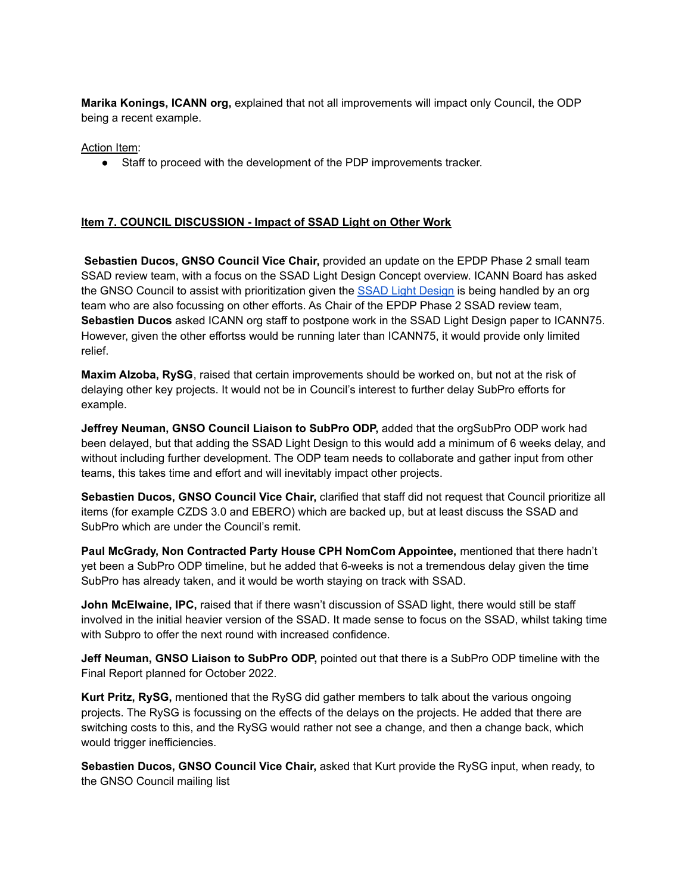**Marika Konings, ICANN org,** explained that not all improvements will impact only Council, the ODP being a recent example.

Action Item:

- Staff to proceed with the development of the PDP improvements tracker.

**Item 7. COUNCIL DISCUSSION - Impact of SSAD Light on Other Work**

**Sebastien Ducos, GNSO Council Vice Chair,** provided an update on the EPDP Phase 2 small team SSAD review team, with a focus on the SSAD Light Design Concept overview. ICANN Board has asked the GNSO Council to assist with prioritization given the [SSAD Light Design]() is being handled by an org team who are also focussing on other efforts. As Chair of the EPDP Phase 2 SSAD review team, **Sebastien Ducos** asked ICANN org staff to postpone work in the SSAD Light Design paper to ICANN75. However, given the other effortss would be running later than ICANN75, it would provide only limited relief.

**Maxim Alzoba, RySG**, raised that certain improvements should be worked on, but not at the risk of delaying other key projects. It would not be in Council's interest to further delay SubPro efforts for example.

**Jeffrey Neuman, GNSO Council Liaison to SubPro ODP,** added that the orgSubPro ODP work had been delayed, but that adding the SSAD Light Design to this would add a minimum of 6 weeks delay, and without including further development. The ODP team needs to collaborate and gather input from other teams, this takes time and effort and will inevitably impact other projects.

**Sebastien Ducos, GNSO Council Vice Chair,** clarified that staff did not request that Council prioritize all items (for example CZDS 3.0 and EBERO) which are backed up, but at least discuss the SSAD and SubPro which are under the Council's remit.

**Paul McGrady, Non Contracted Party House CPH NomCom Appointee,** mentioned that there hadn't yet been a SubPro ODP timeline, but he added that 6-weeks is not a tremendous delay given the time SubPro has already taken, and it would be worth staying on track with SSAD.

**John McElwaine, IPC,** raised that if there wasn't discussion of SSAD light, there would still be staff involved in the initial heavier version of the SSAD. It made sense to focus on the SSAD, whilst taking time with Subpro to offer the next round with increased confidence.

**Jeff Neuman, GNSO Liaison to SubPro ODP,** pointed out that there is a SubPro ODP timeline with the Final Report planned for October 2022.

**Kurt Pritz, RySG,** mentioned that the RySG did gather members to talk about the various ongoing projects. The RySG is focussing on the effects of the delays on the projects. He added that there are switching costs to this, and the RySG would rather not see a change, and then a change back, which would trigger inefficiencies.

**Sebastien Ducos, GNSO Council Vice Chair,** asked that Kurt provide the RySG input, when ready, to the GNSO Council mailing list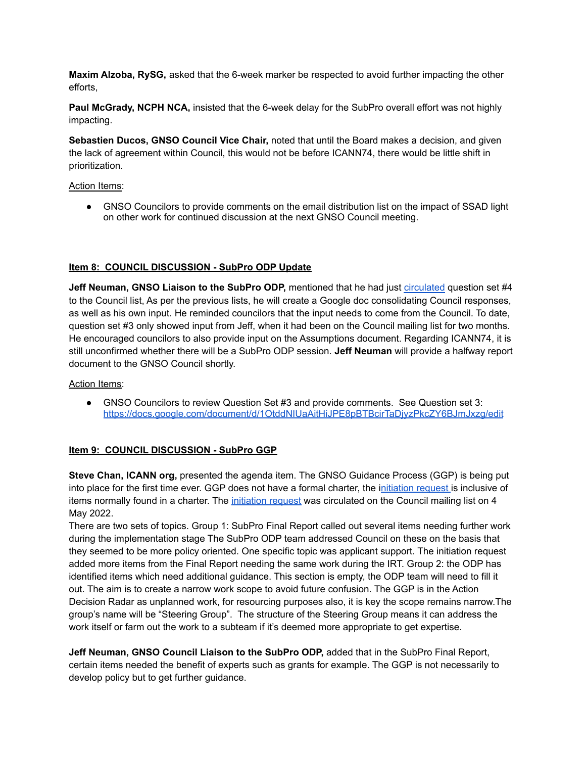**Maxim Alzoba, RySG,** asked that the 6-week marker be respected to avoid further impacting the other efforts,

**Paul McGrady, NCPH NCA,** insisted that the 6-week delay for the SubPro overall effort was not highly impacting.

**Sebastien Ducos, GNSO Council Vice Chair,** noted that until the Board makes a decision, and given the lack of agreement within Council, this would not be before ICANN74, there would be little shift in prioritization.

Action Items:

- GNSO Councilors to provide comments on the email distribution list on the impact of SSAD light on other work for continued discussion at the next GNSO Council meeting.

**Item 8: COUNCIL DISCUSSION - SubPro ODP Update**

**Jeff Neuman, GNSO Liaison to the SubPro ODP,** mentioned that he had just circulated question set #4 to the Council list, As per the previous lists, he will create a Google doc consolidating Council responses, as well as his own input. He reminded councilors that the input needs to come from the Council. To date, question set #3 only showed input from Jeff, when it had been on the Council mailing list for two months. He encouraged councilors to also provide input on the Assumptions document. Regarding ICANN74, it is still unconfirmed whether there will be a SubPro ODP session. **Jeff Neuman** will provide a halfway report document to the GNSO Council shortly.

Action Items:

- GNSO Councilors to review Question Set #3 and provide comments. See Question set 3: https://docs.google.com/document/d/1OtddNIUaAitHiJPE8pBTBcirTaDjyzPkcZY6BJmJxzg/edit

**Item 9: COUNCIL DISCUSSION - SubPro GGP**

**Steve Chan, ICANN org,** presented the agenda item. The GNSO Guidance Process (GGP) is being put into place for the first time ever. GGP does not have a formal charter, the initiation request is inclusive of items normally found in a charter. The initiation request was circulated on the Council mailing list on 4 May 2022.
There are two sets of topics. Group 1: SubPro Final Report called out several items needing further work during the implementation stage The SubPro ODP team addressed Council on these on the basis that they seemed to be more policy oriented. One specific topic was applicant support. The initiation request added more items from the Final Report needing the same work during the IRT. Group 2: the ODP has identified items which need additional guidance. This section is empty, the ODP team will need to fill it out. The aim is to create a narrow work scope to avoid future confusion. The GGP is in the Action Decision Radar as unplanned work, for resourcing purposes also, it is key the scope remains narrow.The group's name will be "Steering Group". The structure of the Steering Group means it can address the work itself or farm out the work to a subteam if it's deemed more appropriate to get expertise.

**Jeff Neuman, GNSO Council Liaison to the SubPro ODP,** added that in the SubPro Final Report, certain items needed the benefit of experts such as grants for example. The GGP is not necessarily to develop policy but to get further guidance.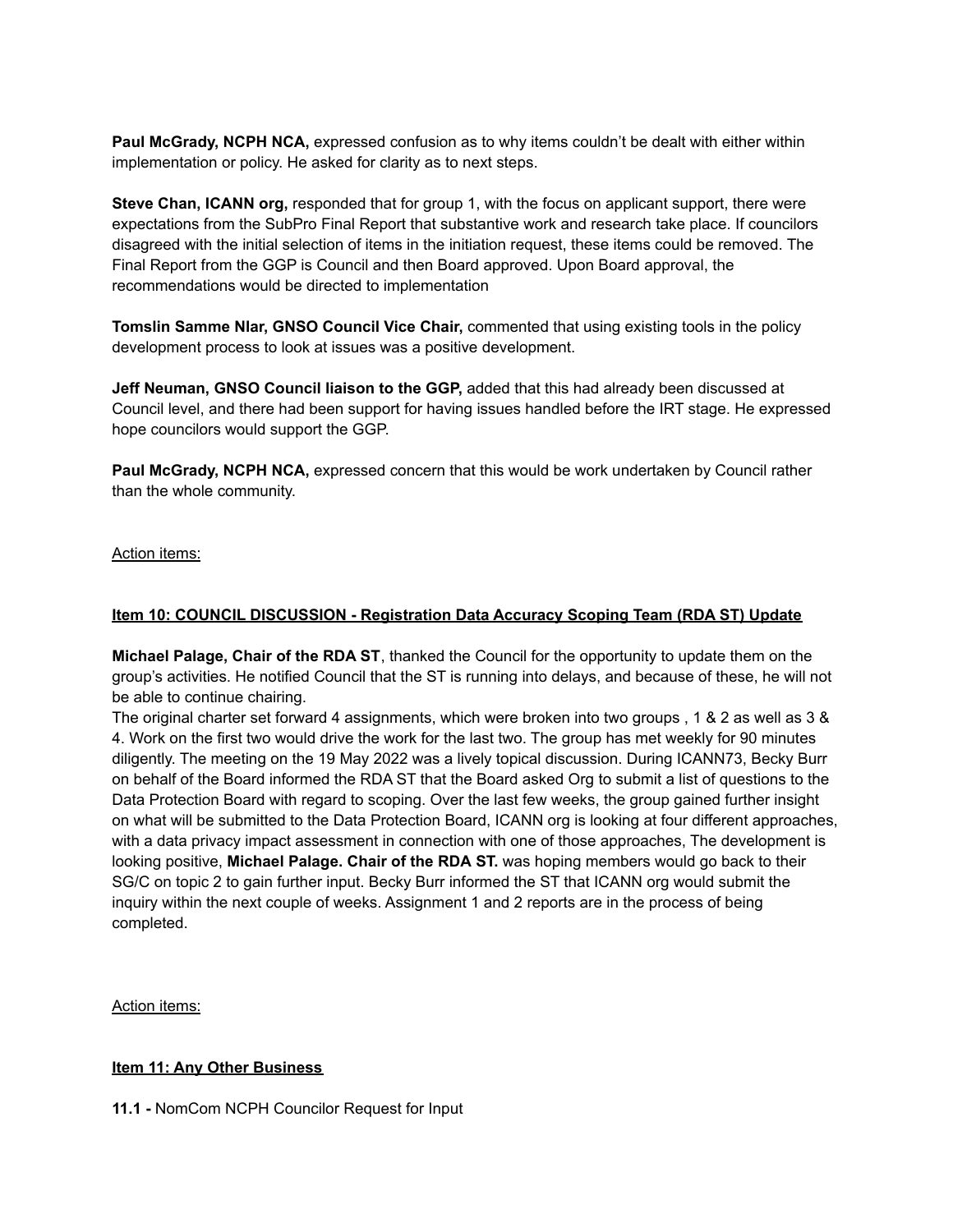**Paul McGrady, NCPH NCA,** expressed confusion as to why items couldn't be dealt with either within implementation or policy. He asked for clarity as to next steps.

**Steve Chan, ICANN org,** responded that for group 1, with the focus on applicant support, there were expectations from the SubPro Final Report that substantive work and research take place. If councilors disagreed with the initial selection of items in the initiation request, these items could be removed. The Final Report from the GGP is Council and then Board approved. Upon Board approval, the recommendations would be directed to implementation

**Tomslin Samme Nlar, GNSO Council Vice Chair,** commented that using existing tools in the policy development process to look at issues was a positive development.

**Jeff Neuman, GNSO Council liaison to the GGP,** added that this had already been discussed at Council level, and there had been support for having issues handled before the IRT stage. He expressed hope councilors would support the GGP.

**Paul McGrady, NCPH NCA,** expressed concern that this would be work undertaken by Council rather than the whole community.

Action items:

**Item 10: COUNCIL DISCUSSION - Registration Data Accuracy Scoping Team (RDA ST) Update**

**Michael Palage, Chair of the RDA ST**, thanked the Council for the opportunity to update them on the group's activities. He notified Council that the ST is running into delays, and because of these, he will not be able to continue chairing.
The original charter set forward 4 assignments, which were broken into two groups , 1 & 2 as well as 3 & 4. Work on the first two would drive the work for the last two. The group has met weekly for 90 minutes diligently. The meeting on the 19 May 2022 was a lively topical discussion. During ICANN73, Becky Burr on behalf of the Board informed the RDA ST that the Board asked Org to submit a list of questions to the Data Protection Board with regard to scoping. Over the last few weeks, the group gained further insight on what will be submitted to the Data Protection Board, ICANN org is looking at four different approaches, with a data privacy impact assessment in connection with one of those approaches, The development is looking positive, **Michael Palage. Chair of the RDA ST.** was hoping members would go back to their SG/C on topic 2 to gain further input. Becky Burr informed the ST that ICANN org would submit the inquiry within the next couple of weeks. Assignment 1 and 2 reports are in the process of being completed.

Action items:

**Item 11: Any Other Business**

**11.1 -** NomCom NCPH Councilor Request for Input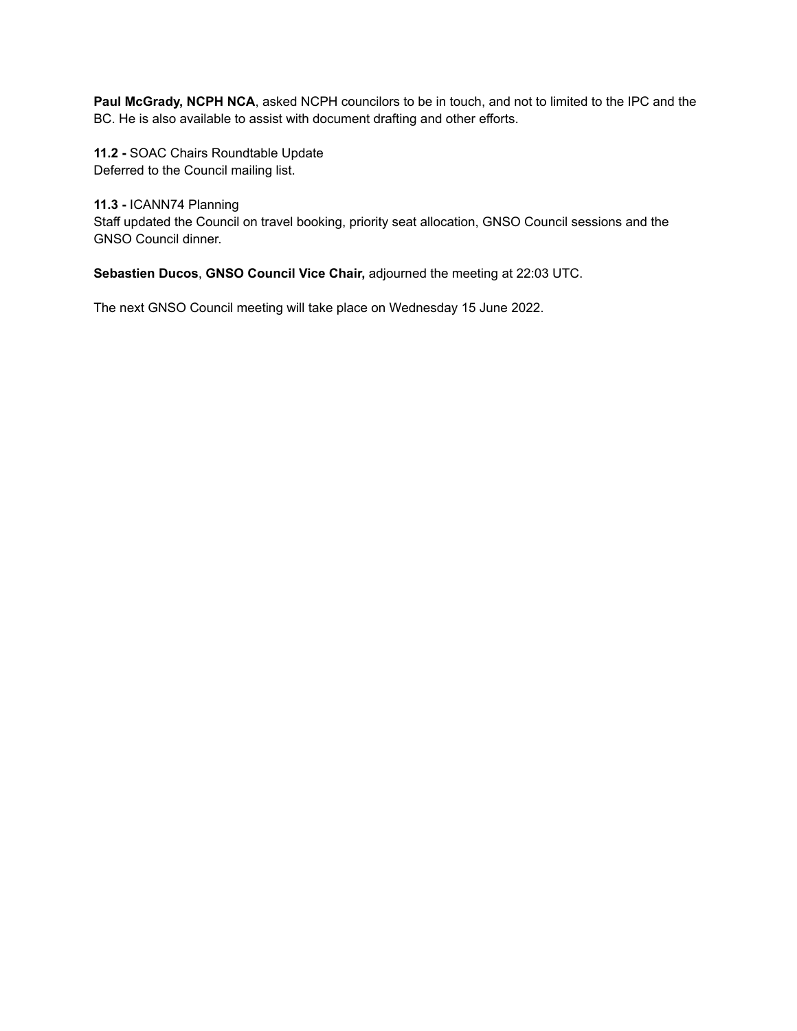**Paul McGrady, NCPH NCA**, asked NCPH councilors to be in touch, and not to limited to the IPC and the BC. He is also available to assist with document drafting and other efforts.

**11.2 -** SOAC Chairs Roundtable Update
Deferred to the Council mailing list.

**11.3 -** ICANN74 Planning
Staff updated the Council on travel booking, priority seat allocation, GNSO Council sessions and the GNSO Council dinner.

**Sebastien Ducos**, **GNSO Council Vice Chair,** adjourned the meeting at 22:03 UTC.

The next GNSO Council meeting will take place on Wednesday 15 June 2022.